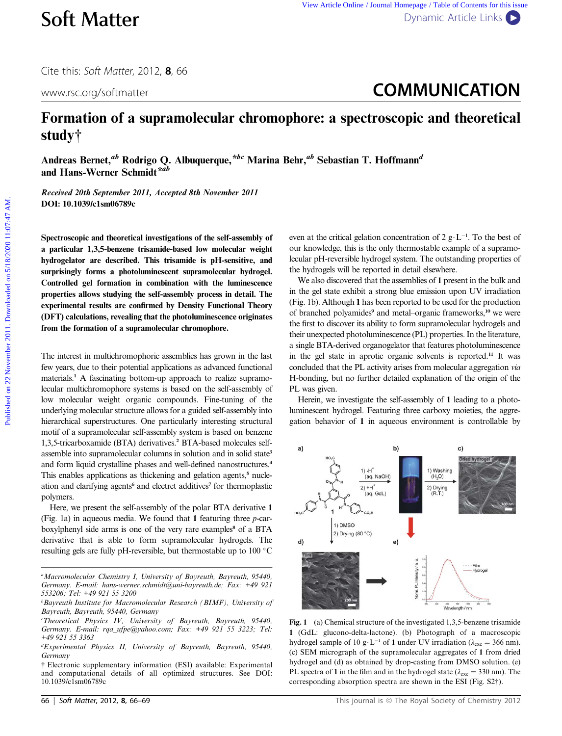# Formation of a supramolecular chromophore: a spectroscopic and theoretical study†

Andreas Bernet,[ab] Rodrigo Q. Albuquerque,*[bc] Marina Behr,[ab] Sebastian T. Hoffmann[d] and Hans-Werner Schmidt*[ab]

*Received 20th September 2011, Accepted 8th November 2011*

**DOI: 10.1039/c1sm06789c**

**Spectroscopic and theoretical investigations of the self-assembly of a particular 1,3,5-benzene trisamide-based low molecular weight hydrogelator are described. This trisamide is pH-sensitive, and surprisingly forms a photoluminescent supramolecular hydrogel. Controlled gel formation in combination with the luminescence properties allows studying the self-assembly process in detail. The experimental results are confirmed by Density Functional Theory (DFT) calculations, revealing that the photoluminescence originates from the formation of a supramolecular chromophore.**

The interest in multichromophoric assemblies has grown in the last few years, due to their potential applications as advanced functional materials.[1] A fascinating bottom-up approach to realize supramolecular multichromophore systems is based on the self-assembly of low molecular weight organic compounds. Fine-tuning of the underlying molecular structure allows for a guided self-assembly into hierarchical superstructures. One particularly interesting structural motif of a supramolecular self-assembly system is based on benzene 1,3,5-tricarboxamide (BTA) derivatives.[2] BTA-based molecules self-assemble into supramolecular columns in solution and in solid state[3] and form liquid crystalline phases and well-defined nanostructures.[4] This enables applications as thickening and gelation agents,[5] nucleation and clarifying agents[6] and electret additives[7] for thermoplastic polymers.

Here, we present the self-assembly of the polar BTA derivative **1** (Fig. 1a) in aqueous media. We found that **1** featuring three *p*-carboxylphenyl side arms is one of the very rare examples[8] of a BTA derivative that is able to form supramolecular hydrogels. The resulting gels are fully pH-reversible, but thermostable up to 100 °C even at the critical gelation concentration of 2 g·L$^{-1}$. To the best of our knowledge, this is the only thermostable example of a supramolecular pH-reversible hydrogel system. The outstanding properties of the hydrogels will be reported in detail elsewhere.

We also discovered that the assemblies of **1** present in the bulk and in the gel state exhibit a strong blue emission upon UV irradiation (Fig. 1b). Although **1** has been reported to be used for the production of branched polyamides[9] and metal–organic frameworks,[10] we were the first to discover its ability to form supramolecular hydrogels and their unexpected photoluminescence (PL) properties. In the literature, a single BTA-derived organogelator that features photoluminescence in the gel state in aprotic organic solvents is reported.[11] It was concluded that the PL activity arises from molecular aggregation *via* H-bonding, but no further detailed explanation of the origin of the PL was given.

Herein, we investigate the self-assembly of **1** leading to a photoluminescent hydrogel. Featuring three carboxy moieties, the aggregation behavior of **1** in aqueous environment is controllable by

**Fig. 1** (a) Chemical structure of the investigated 1,3,5-benzene trisamide **1** (GdL: glucono-delta-lactone). (b) Photograph of a macroscopic hydrogel sample of 10 g·L$^{-1}$ of **1** under UV irradiation ($\lambda_{exc}$ = 366 nm). (c) SEM micrograph of the supramolecular aggregates of **1** from dried hydrogel and (d) as obtained by drop-casting from DMSO solution. (e) PL spectra of **1** in the film and in the hydrogel state ($\lambda_{exc}$ = 330 nm). The corresponding absorption spectra are shown in the ESI (Fig. S2†).

[a] Macromolecular Chemistry I, University of Bayreuth, Bayreuth, 95440, Germany. E-mail: hans-werner.schmidt@uni-bayreuth.de; Fax: +49 921 553206; Tel: +49 921 55 3200

[b] Bayreuth Institute for Macromolecular Research (BIMF), University of Bayreuth, Bayreuth, 95440, Germany

[c] Theoretical Physics IV, University of Bayreuth, Bayreuth, 95440, Germany. E-mail: rqa_ufpe@yahoo.com; Fax: +49 921 55 3223; Tel: +49 921 55 3363

[d] Experimental Physics II, University of Bayreuth, Bayreuth, 95440, Germany

† Electronic supplementary information (ESI) available: Experimental and computational details of all optimized structures. See DOI: 10.1039/c1sm06789c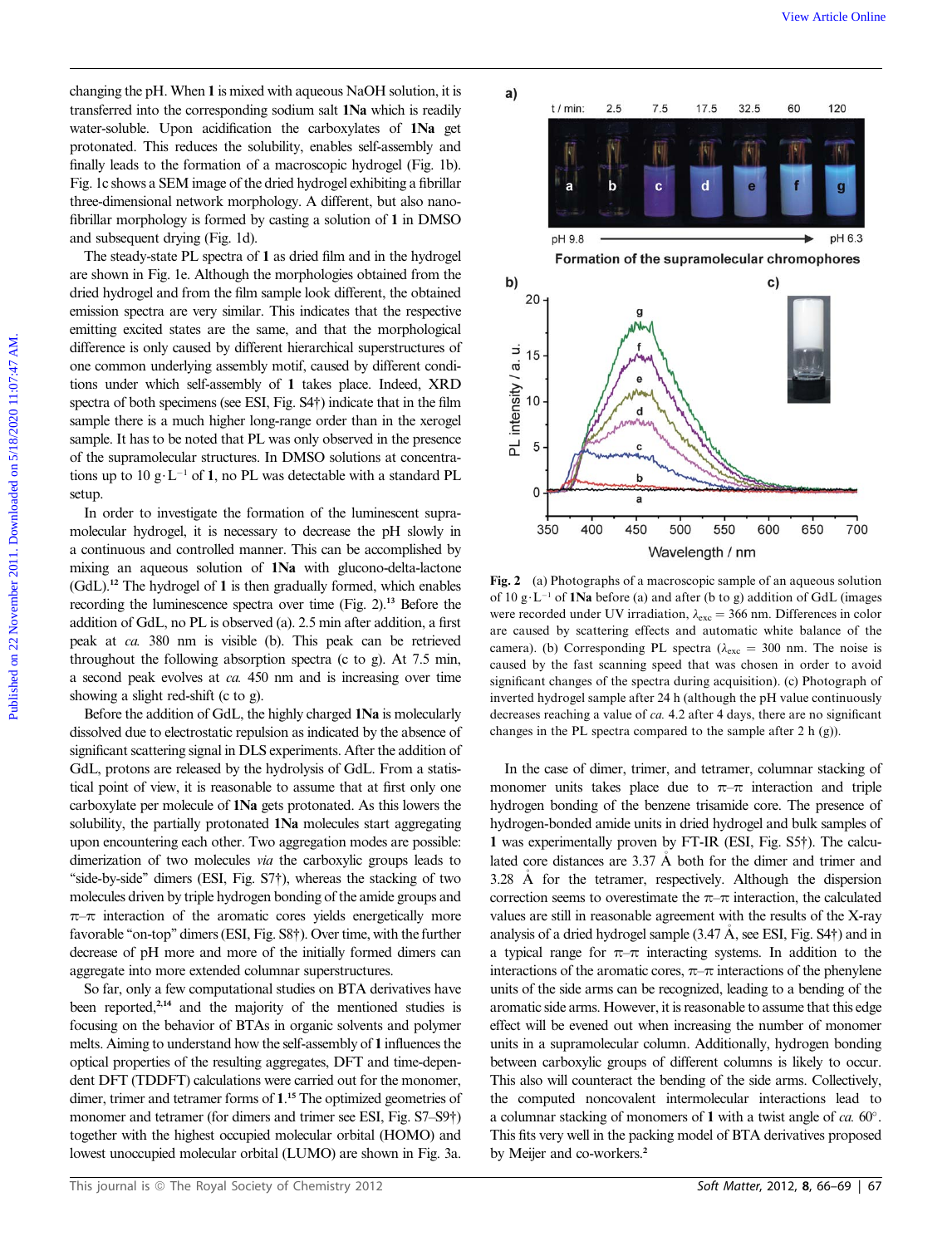changing the pH. When **1** is mixed with aqueous NaOH solution, it is transferred into the corresponding sodium salt **1Na** which is readily water-soluble. Upon acidification the carboxylates of **1Na** get protonated. This reduces the solubility, enables self-assembly and finally leads to the formation of a macroscopic hydrogel (Fig. 1b). Fig. 1c shows a SEM image of the dried hydrogel exhibiting a fibrillar three-dimensional network morphology. A different, but also nano-fibrillar morphology is formed by casting a solution of **1** in DMSO and subsequent drying (Fig. 1d).

The steady-state PL spectra of **1** as dried film and in the hydrogel are shown in Fig. 1e. Although the morphologies obtained from the dried hydrogel and from the film sample look different, the obtained emission spectra are very similar. This indicates that the respective emitting excited states are the same, and that the morphological difference is only caused by different hierarchical superstructures of one common underlying assembly motif, caused by different conditions under which self-assembly of **1** takes place. Indeed, XRD spectra of both specimens (see ESI, Fig. S4†) indicate that in the film sample there is a much higher long-range order than in the xerogel sample. It has to be noted that PL was only observed in the presence of the supramolecular structures. In DMSO solutions at concentrations up to 10 $g \cdot L^{-1}$ of **1**, no PL was detectable with a standard PL setup.

In order to investigate the formation of the luminescent supramolecular hydrogel, it is necessary to decrease the pH slowly in a continuous and controlled manner. This can be accomplished by mixing an aqueous solution of **1Na** with glucono-delta-lactone (GdL).[12] The hydrogel of **1** is then gradually formed, which enables recording the luminescence spectra over time (Fig. 2).[13] Before the addition of GdL, no PL is observed (a). 2.5 min after addition, a first peak at *ca.* 380 nm is visible (b). This peak can be retrieved throughout the following absorption spectra (c to g). At 7.5 min, a second peak evolves at *ca.* 450 nm and is increasing over time showing a slight red-shift (c to g).

Before the addition of GdL, the highly charged **1Na** is molecularly dissolved due to electrostatic repulsion as indicated by the absence of significant scattering signal in DLS experiments. After the addition of GdL, protons are released by the hydrolysis of GdL. From a statistical point of view, it is reasonable to assume that at first only one carboxylate per molecule of **1Na** gets protonated. As this lowers the solubility, the partially protonated **1Na** molecules start aggregating upon encountering each other. Two aggregation modes are possible: dimerization of two molecules *via* the carboxylic groups leads to "side-by-side" dimers (ESI, Fig. S7†), whereas the stacking of two molecules driven by triple hydrogen bonding of the amide groups and π–π interaction of the aromatic cores yields energetically more favorable "on-top" dimers (ESI, Fig. S8†). Over time, with the further decrease of pH more and more of the initially formed dimers can aggregate into more extended columnar superstructures.

So far, only a few computational studies on BTA derivatives have been reported,[2,14] and the majority of the mentioned studies is focusing on the behavior of BTAs in organic solvents and polymer melts. Aiming to understand how the self-assembly of **1** influences the optical properties of the resulting aggregates, DFT and time-dependent DFT (TDDFT) calculations were carried out for the monomer, dimer, trimer and tetramer forms of **1**.[15] The optimized geometries of monomer and tetramer (for dimer and trimer see ESI, Fig. S7–S9†) together with the highest occupied molecular orbital (HOMO) and lowest unoccupied molecular orbital (LUMO) are shown in Fig. 3a.

**Fig. 2** (a) Photographs of a macroscopic sample of an aqueous solution of 10 $g \cdot L^{-1}$ of **1Na** before (a) and after (b to g) addition of GdL (images were recorded under UV irradiation, $\lambda_{exc}$ = 366 nm. Differences in color are caused by scattering effects and automatic white balance of the camera). (b) Corresponding PL spectra ($\lambda_{exc}$ = 300 nm. The noise is caused by the fast scanning speed that was chosen in order to avoid significant changes of the spectra during acquisition). (c) Photograph of inverted hydrogel sample after 24 h (although the pH value continuously decreases reaching a value of *ca.* 4.2 after 4 days, there are no significant changes in the PL spectra compared to the sample after 2 h (g)).

In the case of dimer, trimer, and tetramer, columnar stacking of monomer units takes place due to π–π interaction and triple hydrogen bonding of the benzene trisamide core. The presence of hydrogen-bonded amide units in dried hydrogel and bulk samples of **1** was experimentally proven by FT-IR (ESI, Fig. S5†). The calculated core distances are 3.37 Å both for the dimer and trimer and 3.28 Å for the tetramer, respectively. Although the dispersion correction seems to overestimate the π–π interaction, the calculated values are still in reasonable agreement with the results of the X-ray analysis of a dried hydrogel sample (3.47 Å, see ESI, Fig. S4†) and in a typical range for π–π interacting systems. In addition to the interactions of the aromatic cores, π–π interactions of the phenylene units of the side arms can be recognized, leading to a bending of the aromatic side arms. However, it is reasonable to assume that this edge effect will be evened out when increasing the number of monomer units in a supramolecular column. Additionally, hydrogen bonding between carboxylic groups of different columns is likely to occur. This also will counteract the bending of the side arms. Collectively, the computed noncovalent intermolecular interactions lead to a columnar stacking of monomers of **1** with a twist angle of *ca.* 60°. This fits very well in the packing model of BTA derivatives proposed by Meijer and co-workers.[2]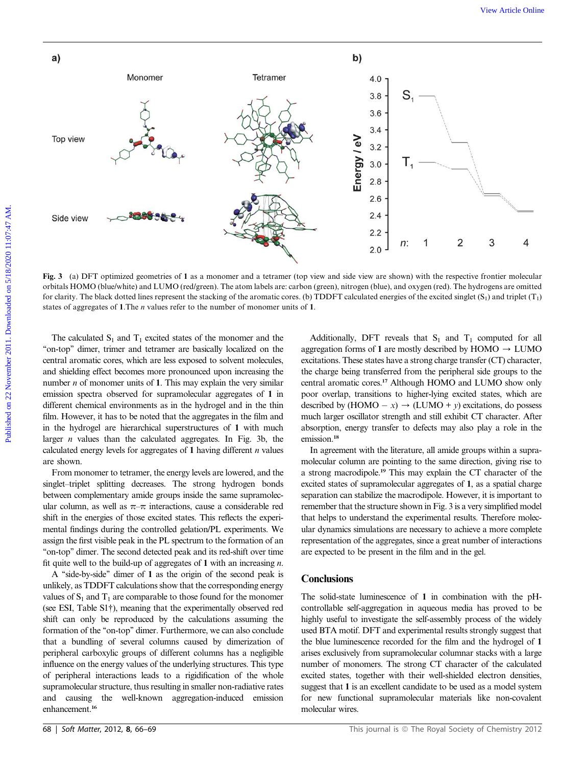**Fig. 3** (a) DFT optimized geometries of **1** as a monomer and a tetramer (top view and side view are shown) with the respective frontier molecular orbitals HOMO (blue/white) and LUMO (red/green). The atom labels are: carbon (green), nitrogen (blue), and oxygen (red). The hydrogens are omitted for clarity. The black dotted lines represent the stacking of the aromatic cores. (b) TDDFT calculated energies of the excited singlet ($S_1$) and triplet ($T_1$) states of aggregates of **1**. The $n$ values refer to the number of monomer units of **1**.

The calculated $S_1$ and $T_1$ excited states of the monomer and the "on-top" dimer, trimer and tetramer are basically localized on the central aromatic cores, which are less exposed to solvent molecules, and shielding effect becomes more pronounced upon increasing the number $n$ of monomer units of **1**. This may explain the very similar emission spectra observed for supramolecular aggregates of **1** in different chemical environments as in the hydrogel and in the thin film. However, it has to be noted that the aggregates in the film and in the hydrogel are hierarchical superstructures of **1** with much larger $n$ values than the calculated aggregates. In Fig. 3b, the calculated energy levels for aggregates of **1** having different $n$ values are shown.

From monomer to tetramer, the energy levels are lowered, and the singlet–triplet splitting decreases. The strong hydrogen bonds between complementary amide groups inside the same supramolecular column, as well as π–π interactions, cause a considerable red shift in the energies of those excited states. This reflects the experimental findings during the controlled gelation/PL experiments. We assign the first visible peak in the PL spectrum to the formation of an "on-top" dimer. The second detected peak and its red-shift over time fit quite well to the build-up of aggregates of **1** with an increasing $n$.

A "side-by-side" dimer of **1** as the origin of the second peak is unlikely, as TDDFT calculations show that the corresponding energy values of $S_1$ and $T_1$ are comparable to those found for the monomer (see ESI, Table S1†), meaning that the experimentally observed red shift can only be reproduced by the calculations assuming the formation of the "on-top" dimer. Furthermore, we can also conclude that a bundling of several columns caused by dimerization of peripheral carboxylic groups of different columns has a negligible influence on the energy values of the underlying structures. This type of peripheral interactions leads to a rigidification of the whole supramolecular structure, thus resulting in smaller non-radiative rates and causing the well-known aggregation-induced emission enhancement.[16]

Additionally, DFT reveals that $S_1$ and $T_1$ computed for all aggregation forms of **1** are mostly described by HOMO → LUMO excitations. These states have a strong charge transfer (CT) character, the charge being transferred from the peripheral side groups to the central aromatic cores.[17] Although HOMO and LUMO show only poor overlap, transitions to higher-lying excited states, which are described by (HOMO − $x$) → (LUMO + $y$) excitations, do possess much larger oscillator strength and still exhibit CT character. After absorption, energy transfer to defects may also play a role in the emission.[18]

In agreement with the literature, all amide groups within a supramolecular column are pointing to the same direction, giving rise to a strong macrodipole.[19] This may explain the CT character of the excited states of supramolecular aggregates of **1**, as a spatial charge separation can stabilize the macrodipole. However, it is important to remember that the structure shown in Fig. 3 is a very simplified model that helps to understand the experimental results. Therefore molecular dynamics simulations are necessary to achieve a more complete representation of the aggregates, since a great number of interactions are expected to be present in the film and in the gel.

## Conclusions

The solid-state luminescence of **1** in combination with the pH-controllable self-aggregation in aqueous media has proved to be highly useful to investigate the self-assembly process of the widely used BTA motif. DFT and experimental results strongly suggest that the blue luminescence recorded for the film and the hydrogel of **1** arises exclusively from supramolecular columnar stacks with a large number of monomers. The strong CT character of the calculated excited states, together with their well-shielded electron densities, suggest that **1** is an excellent candidate to be used as a model system for new functional supramolecular materials like non-covalent molecular wires.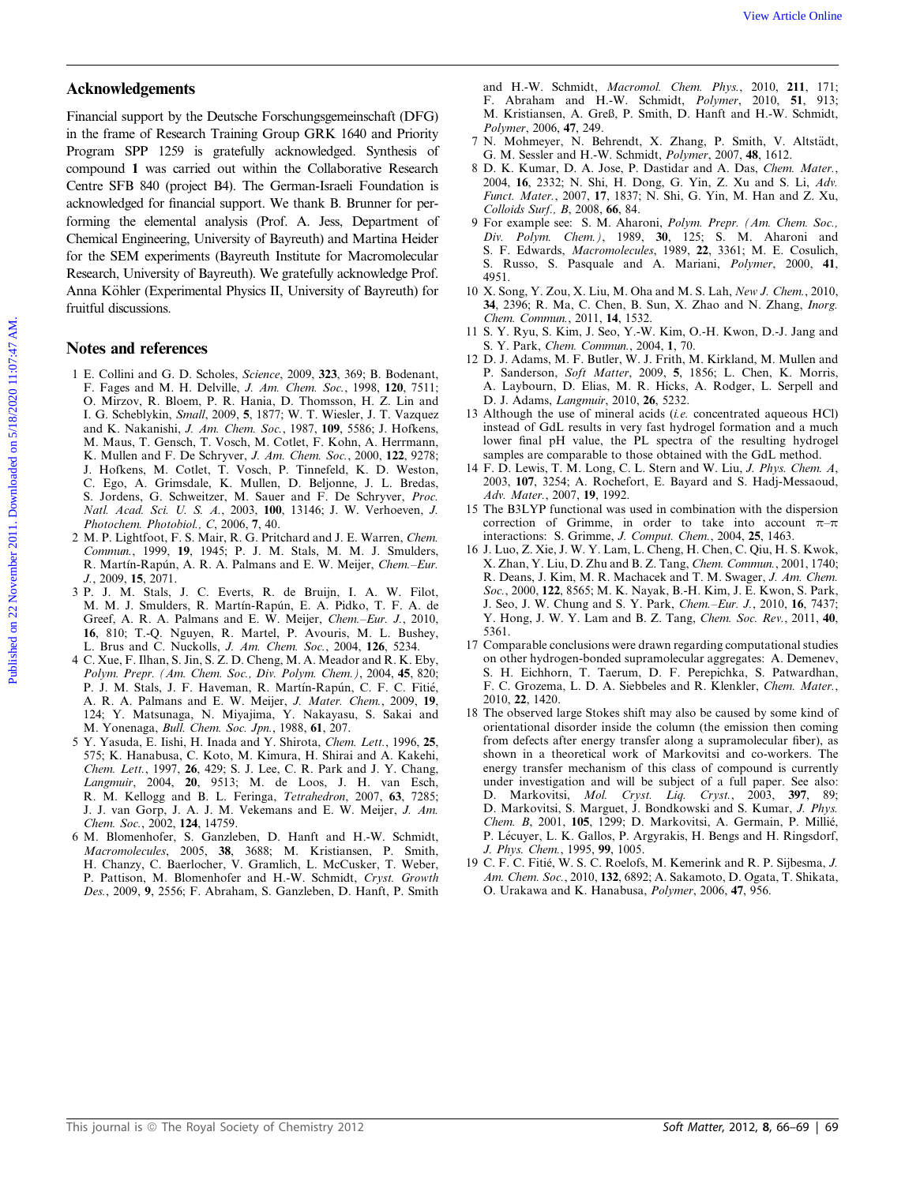## Acknowledgements

Financial support by the Deutsche Forschungsgemeinschaft (DFG) in the frame of Research Training Group GRK 1640 and Priority Program SPP 1259 is gratefully acknowledged. Synthesis of compound **1** was carried out within the Collaborative Research Centre SFB 840 (project B4). The German-Israeli Foundation is acknowledged for financial support. We thank B. Brunner for performing the elemental analysis (Prof. A. Jess, Department of Chemical Engineering, University of Bayreuth) and Martina Heider for the SEM experiments (Bayreuth Institute for Macromolecular Research, University of Bayreuth). We gratefully acknowledge Prof. Anna Köhler (Experimental Physics II, University of Bayreuth) for fruitful discussions.

## Notes and references

1 E. Collini and G. D. Scholes, *Science*, 2009, **323**, 369; B. Bodenant, F. Fages and M. H. Delville, *J. Am. Chem. Soc.*, 1998, **120**, 7511; O. Mirzov, R. Bloem, P. R. Hania, D. Thomsson, H. Z. Lin and I. G. Scheblykin, *Small*, 2009, **5**, 1877; W. T. Wiesler, J. T. Vazquez and K. Nakanishi, *J. Am. Chem. Soc.*, 1987, **109**, 5586; J. Hofkens, M. Maus, T. Gensch, T. Vosch, M. Cotlet, F. Kohn, A. Herrmann, K. Mullen and F. De Schryver, *J. Am. Chem. Soc.*, 2000, **122**, 9278; J. Hofkens, M. Cotlet, T. Vosch, P. Tinnefeld, K. D. Weston, C. Ego, A. Grimsdale, K. Mullen, D. Beljonne, J. L. Bredas, S. Jordens, G. Schweitzer, M. Sauer and F. De Schryver, *Proc. Natl. Acad. Sci. U. S. A.*, 2003, **100**, 13146; J. W. Verhoeven, *J. Photochem. Photobiol., C*, 2006, **7**, 40.

2 M. P. Lightfoot, F. S. Mair, R. G. Pritchard and J. E. Warren, *Chem. Commun.*, 1999, **19**, 1945; P. J. M. Stals, M. M. J. Smulders, R. Martín-Rapún, A. R. A. Palmans and E. W. Meijer, *Chem.–Eur. J.*, 2009, **15**, 2071.

3 P. J. M. Stals, J. C. Everts, R. de Bruijn, I. A. W. Filot, M. M. J. Smulders, R. Martín-Rapún, E. A. Pidko, T. F. A. de Greef, A. R. A. Palmans and E. W. Meijer, *Chem.–Eur. J.*, 2010, **16**, 810; T.-Q. Nguyen, R. Martel, P. Avouris, M. L. Bushey, L. Brus and C. Nuckolls, *J. Am. Chem. Soc.*, 2004, **126**, 5234.

4 C. Xue, F. Ilhan, S. Jin, S. Z. D. Cheng, M. A. Meador and R. K. Eby, *Polym. Prepr. (Am. Chem. Soc., Div. Polym. Chem.)*, 2004, **45**, 820; P. J. M. Stals, J. F. Haveman, R. Martín-Rapún, C. F. C. Fitié, A. R. A. Palmans and E. W. Meijer, *J. Mater. Chem.*, 2009, **19**, 124; Y. Matsunaga, N. Miyajima, Y. Nakayasu, S. Sakai and M. Yonenaga, *Bull. Chem. Soc. Jpn.*, 1988, **61**, 207.

5 Y. Yasuda, E. Iishi, H. Inada and Y. Shirota, *Chem. Lett.*, 1996, **25**, 575; K. Hanabusa, C. Koto, M. Kimura, H. Shirai and A. Kakehi, *Chem. Lett.*, 1997, **26**, 429; S. J. Lee, C. R. Park and J. Y. Chang, *Langmuir*, 2004, **20**, 9513; M. de Loos, J. H. van Esch, R. M. Kellogg and B. L. Feringa, *Tetrahedron*, 2007, **63**, 7285; J. J. van Gorp, J. A. J. M. Vekemans and E. W. Meijer, *J. Am. Chem. Soc.*, 2002, **124**, 14759.

6 M. Blomenhofer, S. Ganzleben, D. Hanft and H.-W. Schmidt, *Macromolecules*, 2005, **38**, 3688; M. Kristiansen, P. Smith, H. Chanzy, C. Baerlocher, V. Gramlich, L. McCusker, T. Weber, P. Pattison, M. Blomenhofer and H.-W. Schmidt, *Cryst. Growth Des.*, 2009, **9**, 2556; F. Abraham, S. Ganzleben, D. Hanft, P. Smith and H.-W. Schmidt, *Macromol. Chem. Phys.*, 2010, **211**, 171; F. Abraham and H.-W. Schmidt, *Polymer*, 2010, **51**, 913; M. Kristiansen, A. Greß, P. Smith, D. Hanft and H.-W. Schmidt, *Polymer*, 2006, **47**, 249.

7 N. Mohmeyer, N. Behrendt, X. Zhang, P. Smith, V. Altstädt, G. M. Sessler and H.-W. Schmidt, *Polymer*, 2007, **48**, 1612.

8 D. K. Kumar, D. A. Jose, P. Dastidar and A. Das, *Chem. Mater.*, 2004, **16**, 2332; N. Shi, H. Dong, G. Yin, Z. Xu and S. Li, *Adv. Funct. Mater.*, 2007, **17**, 1837; N. Shi, G. Yin, M. Han and Z. Xu, *Colloids Surf., B*, 2008, **66**, 84.

9 For example see: S. M. Aharoni, *Polym. Prepr. (Am. Chem. Soc., Div. Polym. Chem.)*, 1989, **30**, 125; S. M. Aharoni and S. F. Edwards, *Macromolecules*, 1989, **22**, 3361; M. E. Cosulich, S. Russo, S. Pasquale and A. Mariani, *Polymer*, 2000, **41**, 4951.

10 X. Song, Y. Zou, X. Liu, M. Oha and M. S. Lah, *New J. Chem.*, 2010, **34**, 2396; R. Ma, C. Chen, B. Sun, X. Zhao and N. Zhang, *Inorg. Chem. Commun.*, 2011, **14**, 1532.

11 S. Y. Ryu, S. Kim, J. Seo, Y.-W. Kim, O.-H. Kwon, D.-J. Jang and S. Y. Park, *Chem. Commun.*, 2004, **1**, 70.

12 D. J. Adams, M. F. Butler, W. J. Frith, M. Kirkland, M. Mullen and P. Sanderson, *Soft Matter*, 2009, **5**, 1856; L. Chen, K. Morris, A. Laybourn, D. Elias, M. R. Hicks, A. Rodger, L. Serpell and D. J. Adams, *Langmuir*, 2010, **26**, 5232.

13 Although the use of mineral acids (*i.e.* concentrated aqueous HCl) instead of GdL results in very fast hydrogel formation and a much lower final pH value, the PL spectra of the resulting hydrogel samples are comparable to those obtained with the GdL method.

14 F. D. Lewis, T. M. Long, C. L. Stern and W. Liu, *J. Phys. Chem. A*, 2003, **107**, 3254; A. Rochefort, E. Bayard and S. Hadj-Messaoud, *Adv. Mater.*, 2007, **19**, 1992.

15 The B3LYP functional was used in combination with the dispersion correction of Grimme, in order to take into account π–π interactions: S. Grimme, *J. Comput. Chem.*, 2004, **25**, 1463.

16 J. Luo, Z. Xie, J. W. Y. Lam, L. Cheng, H. Chen, C. Qiu, H. S. Kwok, X. Zhan, Y. Liu, D. Zhu and B. Z. Tang, *Chem. Commun.*, 2001, 1740; R. Deans, J. Kim, M. R. Machacek and T. M. Swager, *J. Am. Chem. Soc.*, 2000, **122**, 8565; M. K. Nayak, B.-H. Kim, J. E. Kwon, S. Park, J. Seo, J. W. Chung and S. Y. Park, *Chem.–Eur. J.*, 2010, **16**, 7437; Y. Hong, J. W. Y. Lam and B. Z. Tang, *Chem. Soc. Rev.*, 2011, **40**, 5361.

17 Comparable conclusions were drawn regarding computational studies on other hydrogen-bonded supramolecular aggregates: A. Demenev, S. H. Eichhorn, T. Taerum, D. F. Perepichka, S. Patwardhan, F. C. Grozema, L. D. A. Siebbeles and R. Klenkler, *Chem. Mater.*, 2010, **22**, 1420.

18 The observed large Stokes shift may also be caused by some kind of orientational disorder inside the column (the emission then coming from defects after energy transfer along a supramolecular fiber), as shown in a theoretical work of Markovitsi and co-workers. The energy transfer mechanism of this class of compound is currently under investigation and will be subject of a full paper. See also: D. Markovitsi, *Mol. Cryst. Liq. Cryst.*, 2003, **397**, 89; D. Markovitsi, S. Marguet, J. Bondkowski and S. Kumar, *J. Phys. Chem. B*, 2001, **105**, 1299; D. Markovitsi, A. Germain, P. Millié, P. Lécuyer, L. K. Gallos, P. Argyrakis, H. Bengs and H. Ringsdorf, *J. Phys. Chem.*, 1995, **99**, 1005.

19 C. F. C. Fitié, W. S. C. Roelofs, M. Kemerink and R. P. Sijbesma, *J. Am. Chem. Soc.*, 2010, **132**, 6892; A. Sakamoto, D. Ogata, T. Shikata, O. Urakawa and K. Hanabusa, *Polymer*, 2006, **47**, 956.